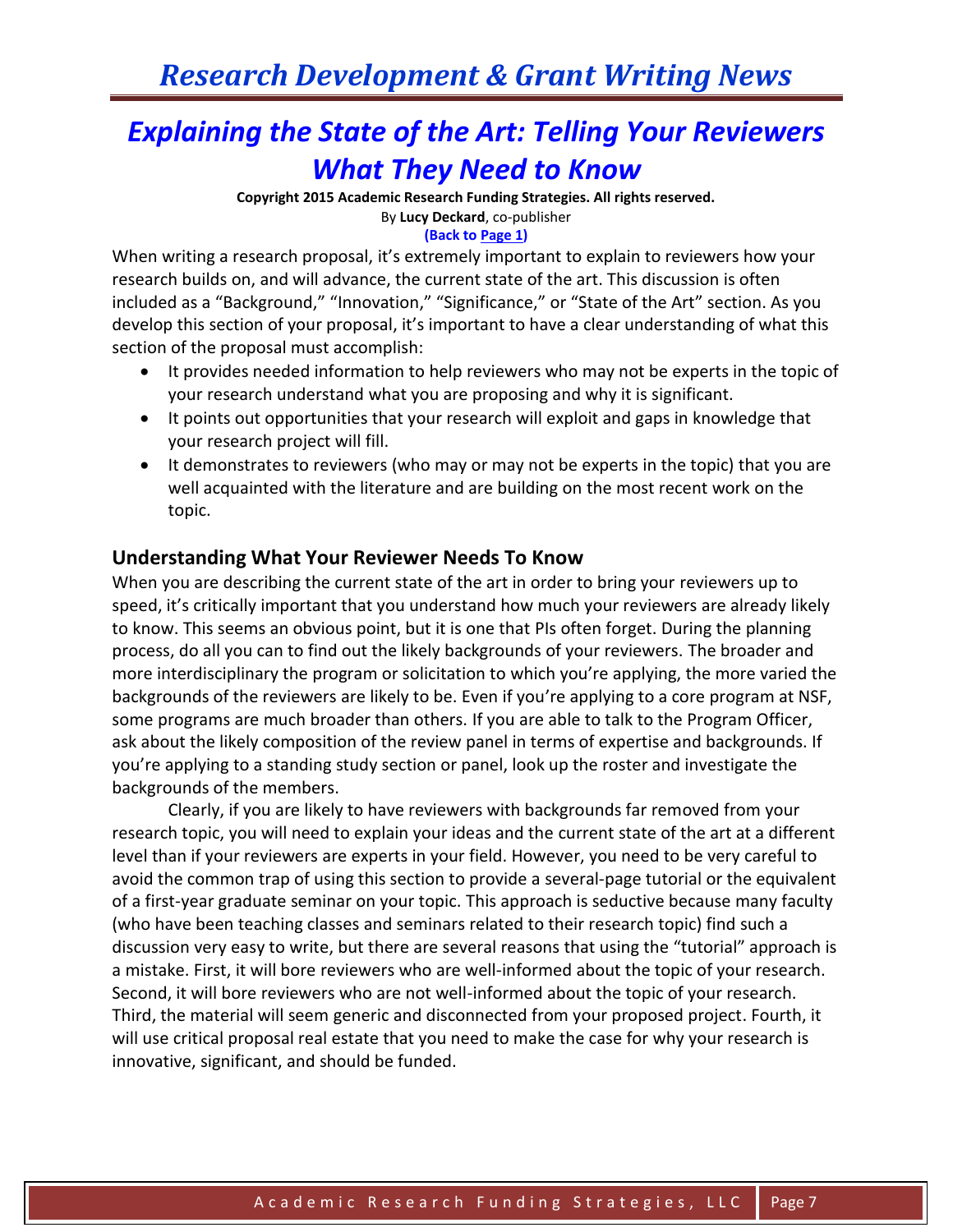# Explaining the State of the Art: Telling Your Reviewers What They Need to Know

**Copyright 2015 Academic Research Funding Strategies. All rights reserved.**

By **Lucy Deckard**, co-publisher

**(Back to Page 1)**

When writing a research proposal, it's extremely important to explain to reviewers how your research builds on, and will advance, the current state of the art. This discussion is often included as a "Background," "Innovation," "Significance," or "State of the Art" section. As you develop this section of your proposal, it's important to have a clear understanding of what this section of the proposal must accomplish:

- It provides needed information to help reviewers who may not be experts in the topic of your research understand what you are proposing and why it is significant.
- It points out opportunities that your research will exploit and gaps in knowledge that your research project will fill.
- It demonstrates to reviewers (who may or may not be experts in the topic) that you are well acquainted with the literature and are building on the most recent work on the topic.

## Understanding What Your Reviewer Needs To Know

When you are describing the current state of the art in order to bring your reviewers up to speed, it's critically important that you understand how much your reviewers are already likely to know. This seems an obvious point, but it is one that PIs often forget. During the planning process, do all you can to find out the likely backgrounds of your reviewers. The broader and more interdisciplinary the program or solicitation to which you're applying, the more varied the backgrounds of the reviewers are likely to be. Even if you're applying to a core program at NSF, some programs are much broader than others. If you are able to talk to the Program Officer, ask about the likely composition of the review panel in terms of expertise and backgrounds. If you're applying to a standing study section or panel, look up the roster and investigate the backgrounds of the members.

Clearly, if you are likely to have reviewers with backgrounds far removed from your research topic, you will need to explain your ideas and the current state of the art at a different level than if your reviewers are experts in your field. However, you need to be very careful to avoid the common trap of using this section to provide a several-page tutorial or the equivalent of a first-year graduate seminar on your topic. This approach is seductive because many faculty (who have been teaching classes and seminars related to their research topic) find such a discussion very easy to write, but there are several reasons that using the "tutorial" approach is a mistake. First, it will bore reviewers who are well-informed about the topic of your research. Second, it will bore reviewers who are not well-informed about the topic of your research. Third, the material will seem generic and disconnected from your proposed project. Fourth, it will use critical proposal real estate that you need to make the case for why your research is innovative, significant, and should be funded.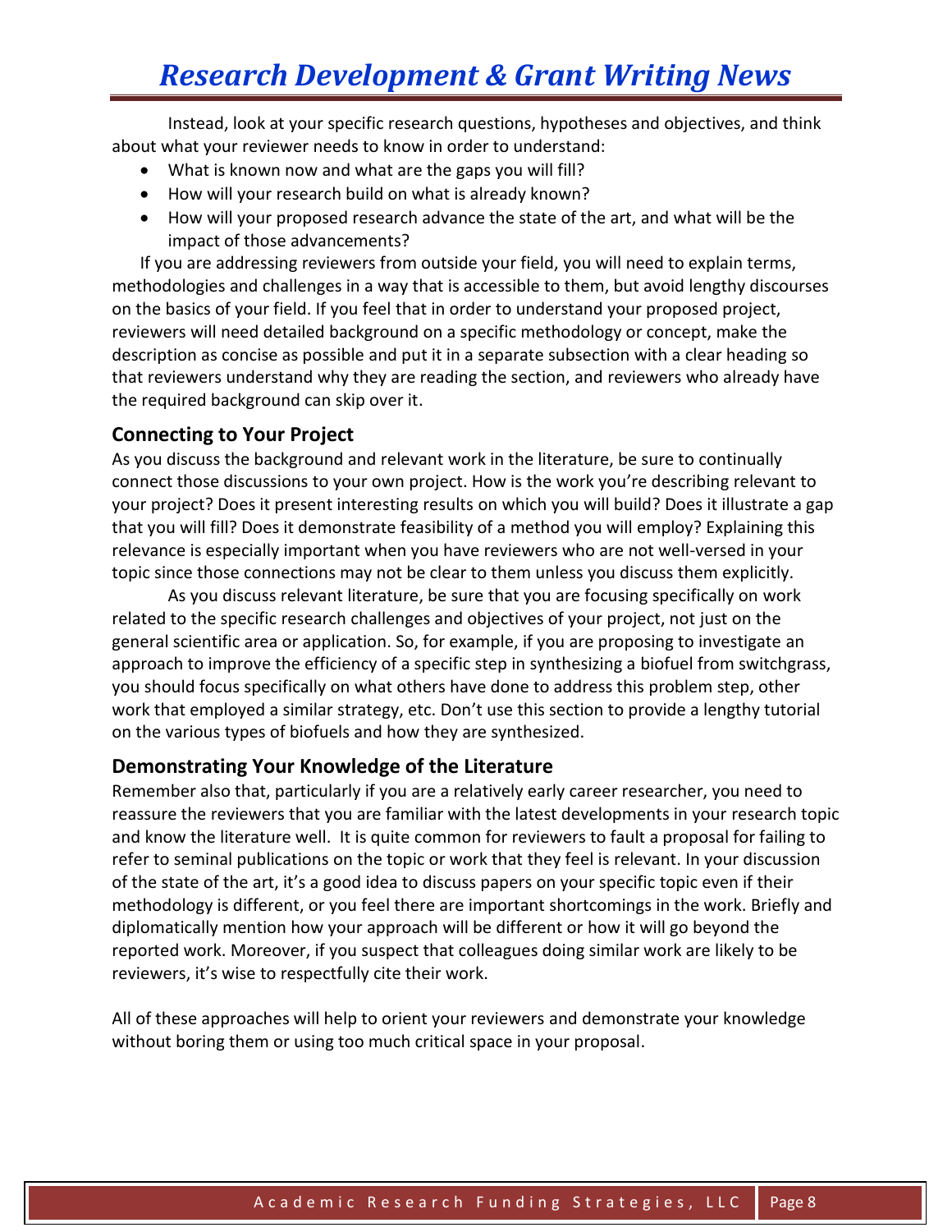Instead, look at your specific research questions, hypotheses and objectives, and think about what your reviewer needs to know in order to understand:

- What is known now and what are the gaps you will fill?
- How will your research build on what is already known?
- How will your proposed research advance the state of the art, and what will be the impact of those advancements?

If you are addressing reviewers from outside your field, you will need to explain terms, methodologies and challenges in a way that is accessible to them, but avoid lengthy discourses on the basics of your field. If you feel that in order to understand your proposed project, reviewers will need detailed background on a specific methodology or concept, make the description as concise as possible and put it in a separate subsection with a clear heading so that reviewers understand why they are reading the section, and reviewers who already have the required background can skip over it.

## Connecting to Your Project

As you discuss the background and relevant work in the literature, be sure to continually connect those discussions to your own project. How is the work you're describing relevant to your project? Does it present interesting results on which you will build? Does it illustrate a gap that you will fill? Does it demonstrate feasibility of a method you will employ? Explaining this relevance is especially important when you have reviewers who are not well-versed in your topic since those connections may not be clear to them unless you discuss them explicitly.

As you discuss relevant literature, be sure that you are focusing specifically on work related to the specific research challenges and objectives of your project, not just on the general scientific area or application. So, for example, if you are proposing to investigate an approach to improve the efficiency of a specific step in synthesizing a biofuel from switchgrass, you should focus specifically on what others have done to address this problem step, other work that employed a similar strategy, etc. Don't use this section to provide a lengthy tutorial on the various types of biofuels and how they are synthesized.

## Demonstrating Your Knowledge of the Literature

Remember also that, particularly if you are a relatively early career researcher, you need to reassure the reviewers that you are familiar with the latest developments in your research topic and know the literature well. It is quite common for reviewers to fault a proposal for failing to refer to seminal publications on the topic or work that they feel is relevant. In your discussion of the state of the art, it's a good idea to discuss papers on your specific topic even if their methodology is different, or you feel there are important shortcomings in the work. Briefly and diplomatically mention how your approach will be different or how it will go beyond the reported work. Moreover, if you suspect that colleagues doing similar work are likely to be reviewers, it's wise to respectfully cite their work.

All of these approaches will help to orient your reviewers and demonstrate your knowledge without boring them or using too much critical space in your proposal.